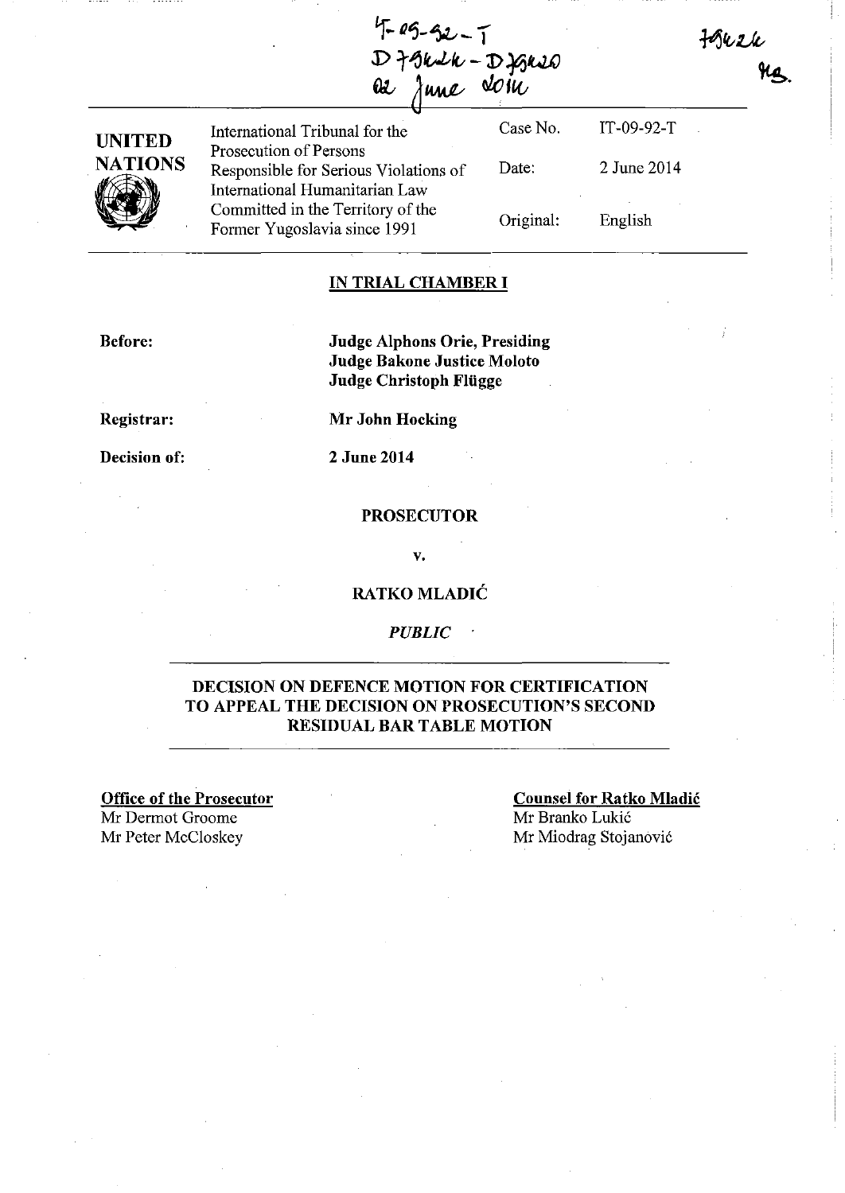IT-09-92-T
D79424 - D79420
02 June 2014

79424
MS.

| UNITED NATIONS | International Tribunal for the Prosecution of Persons Responsible for Serious Violations of International Humanitarian Law Committed in the Territory of the Former Yugoslavia since 1991 | Case No. | IT-09-92-T |
|---|---|---|---|
| | | Date: | 2 June 2014 |
| | | Original: | English |

**IN TRIAL CHAMBER I**

**Before:** **Judge Alphons Orie, Presiding**
**Judge Bakone Justice Moloto**
**Judge Christoph Flügge**

**Registrar:** **Mr John Hocking**

**Decision of:** **2 June 2014**

**PROSECUTOR**

**v.**

**RATKO MLADIĆ**

*PUBLIC*

**DECISION ON DEFENCE MOTION FOR CERTIFICATION TO APPEAL THE DECISION ON PROSECUTION'S SECOND RESIDUAL BAR TABLE MOTION**

**Office of the Prosecutor**
Mr Dermot Groome
Mr Peter McCloskey

**Counsel for Ratko Mladić**
Mr Branko Lukić
Mr Miodrag Stojanović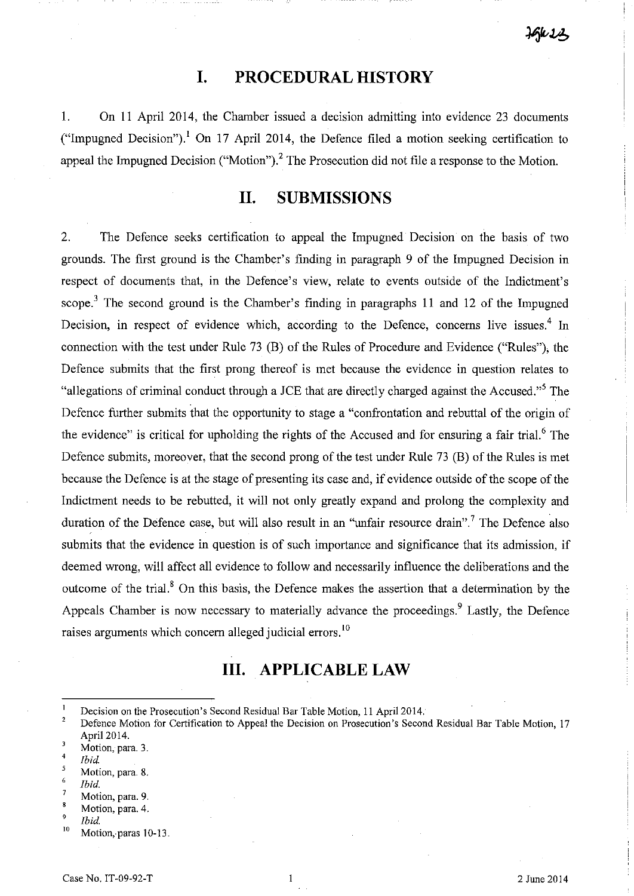## I. PROCEDURAL HISTORY

1. On 11 April 2014, the Chamber issued a decision admitting into evidence 23 documents ("Impugned Decision").[1] On 17 April 2014, the Defence filed a motion seeking certification to appeal the Impugned Decision ("Motion").[2] The Prosecution did not file a response to the Motion.

## II. SUBMISSIONS

2. The Defence seeks certification to appeal the Impugned Decision on the basis of two grounds. The first ground is the Chamber's finding in paragraph 9 of the Impugned Decision in respect of documents that, in the Defence's view, relate to events outside of the Indictment's scope.[3] The second ground is the Chamber's finding in paragraphs 11 and 12 of the Impugned Decision, in respect of evidence which, according to the Defence, concerns live issues.[4] In connection with the test under Rule 73 (B) of the Rules of Procedure and Evidence ("Rules"), the Defence submits that the first prong thereof is met because the evidence in question relates to "allegations of criminal conduct through a JCE that are directly charged against the Accused."[5] The Defence further submits that the opportunity to stage a "confrontation and rebuttal of the origin of the evidence" is critical for upholding the rights of the Accused and for ensuring a fair trial.[6] The Defence submits, moreover, that the second prong of the test under Rule 73 (B) of the Rules is met because the Defence is at the stage of presenting its case and, if evidence outside of the scope of the Indictment needs to be rebutted, it will not only greatly expand and prolong the complexity and duration of the Defence case, but will also result in an "unfair resource drain".[7] The Defence also submits that the evidence in question is of such importance and significance that its admission, if deemed wrong, will affect all evidence to follow and necessarily influence the deliberations and the outcome of the trial.[8] On this basis, the Defence makes the assertion that a determination by the Appeals Chamber is now necessary to materially advance the proceedings.[9] Lastly, the Defence raises arguments which concern alleged judicial errors.[10]

## III. APPLICABLE LAW

---

[1] Decision on the Prosecution's Second Residual Bar Table Motion, 11 April 2014.

[2] Defence Motion for Certification to Appeal the Decision on Prosecution's Second Residual Bar Table Motion, 17 April 2014.

[3] Motion, para. 3.

[4] *Ibid.*

[5] Motion, para. 8.

[6] *Ibid.*

[7] Motion, para. 9.

[8] Motion, para. 4.

[9] *Ibid.*

[10] Motion, paras 10-13.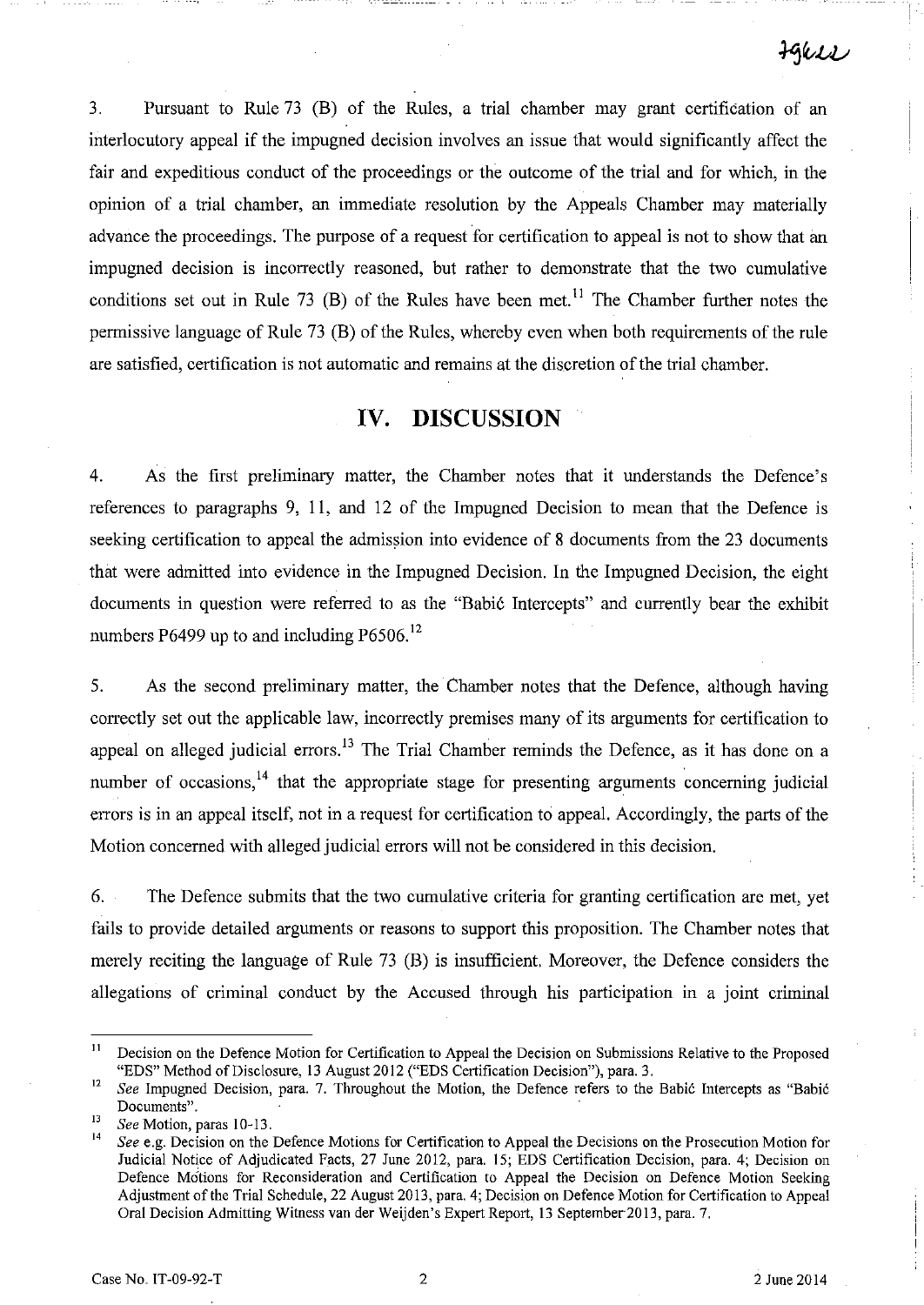3. Pursuant to Rule 73 (B) of the Rules, a trial chamber may grant certification of an interlocutory appeal if the impugned decision involves an issue that would significantly affect the fair and expeditious conduct of the proceedings or the outcome of the trial and for which, in the opinion of a trial chamber, an immediate resolution by the Appeals Chamber may materially advance the proceedings. The purpose of a request for certification to appeal is not to show that an impugned decision is incorrectly reasoned, but rather to demonstrate that the two cumulative conditions set out in Rule 73 (B) of the Rules have been met.[11] The Chamber further notes the permissive language of Rule 73 (B) of the Rules, whereby even when both requirements of the rule are satisfied, certification is not automatic and remains at the discretion of the trial chamber.

## IV. DISCUSSION

4. As the first preliminary matter, the Chamber notes that it understands the Defence's references to paragraphs 9, 11, and 12 of the Impugned Decision to mean that the Defence is seeking certification to appeal the admission into evidence of 8 documents from the 23 documents that were admitted into evidence in the Impugned Decision. In the Impugned Decision, the eight documents in question were referred to as the "Babić Intercepts" and currently bear the exhibit numbers P6499 up to and including P6506.[12]

5. As the second preliminary matter, the Chamber notes that the Defence, although having correctly set out the applicable law, incorrectly premises many of its arguments for certification to appeal on alleged judicial errors.[13] The Trial Chamber reminds the Defence, as it has done on a number of occasions,[14] that the appropriate stage for presenting arguments concerning judicial errors is in an appeal itself, not in a request for certification to appeal. Accordingly, the parts of the Motion concerned with alleged judicial errors will not be considered in this decision.

6. The Defence submits that the two cumulative criteria for granting certification are met, yet fails to provide detailed arguments or reasons to support this proposition. The Chamber notes that merely reciting the language of Rule 73 (B) is insufficient. Moreover, the Defence considers the allegations of criminal conduct by the Accused through his participation in a joint criminal

---

[11] Decision on the Defence Motion for Certification to Appeal the Decision on Submissions Relative to the Proposed "EDS" Method of Disclosure, 13 August 2012 ("EDS Certification Decision"), para. 3.

[12] *See* Impugned Decision, para. 7. Throughout the Motion, the Defence refers to the Babić Intercepts as "Babić Documents".

[13] *See* Motion, paras 10-13.

[14] *See* e.g. Decision on the Defence Motions for Certification to Appeal the Decisions on the Prosecution Motion for Judicial Notice of Adjudicated Facts, 27 June 2012, para. 15; EDS Certification Decision, para. 4; Decision on Defence Motions for Reconsideration and Certification to Appeal the Decision on Defence Motion Seeking Adjustment of the Trial Schedule, 22 August 2013, para. 4; Decision on Defence Motion for Certification to Appeal Oral Decision Admitting Witness van der Weijden's Expert Report, 13 September 2013, para. 7.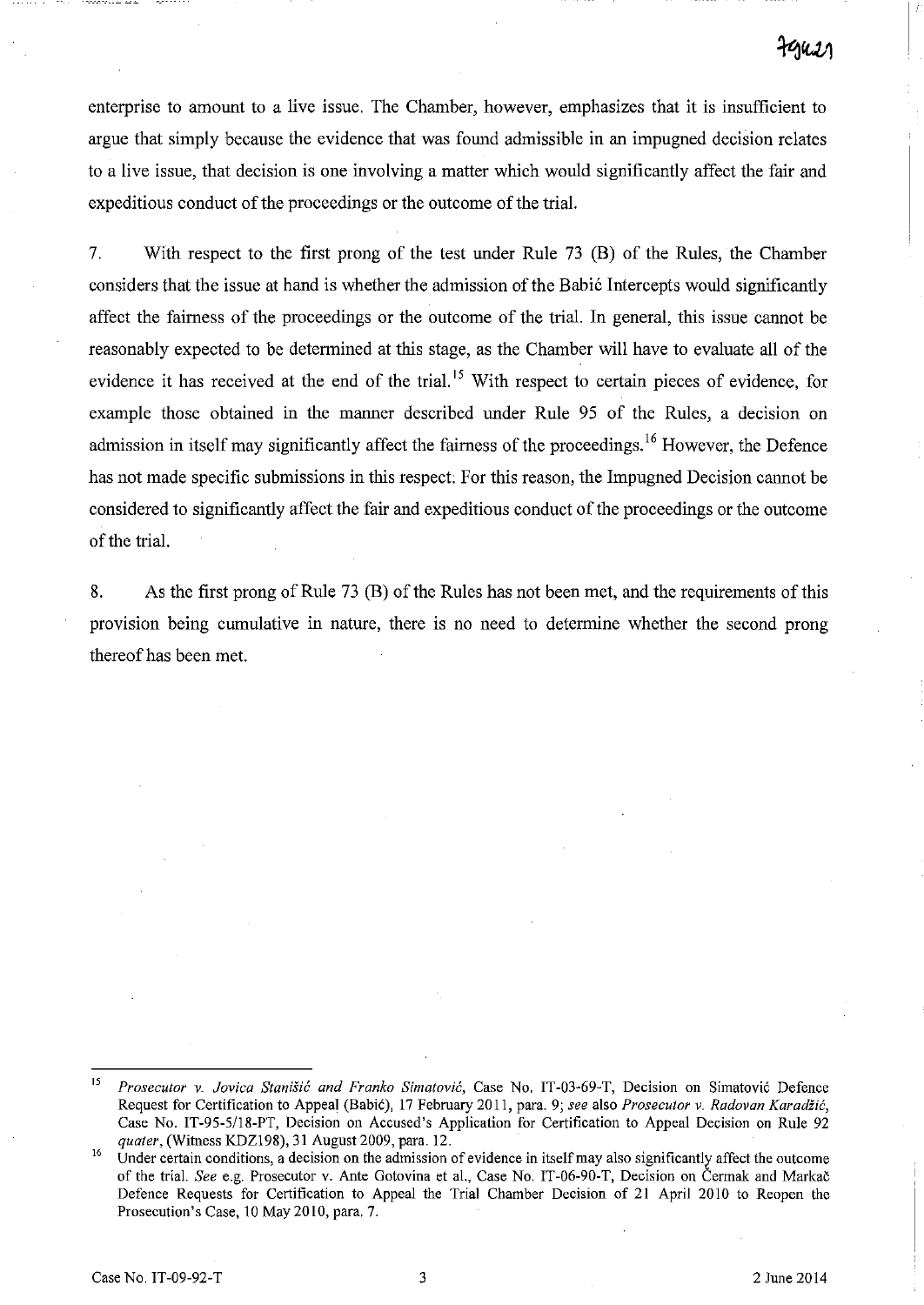enterprise to amount to a live issue. The Chamber, however, emphasizes that it is insufficient to argue that simply because the evidence that was found admissible in an impugned decision relates to a live issue, that decision is one involving a matter which would significantly affect the fair and expeditious conduct of the proceedings or the outcome of the trial.

7. With respect to the first prong of the test under Rule 73 (B) of the Rules, the Chamber considers that the issue at hand is whether the admission of the Babić Intercepts would significantly affect the fairness of the proceedings or the outcome of the trial. In general, this issue cannot be reasonably expected to be determined at this stage, as the Chamber will have to evaluate all of the evidence it has received at the end of the trial.[15] With respect to certain pieces of evidence, for example those obtained in the manner described under Rule 95 of the Rules, a decision on admission in itself may significantly affect the fairness of the proceedings.[16] However, the Defence has not made specific submissions in this respect. For this reason, the Impugned Decision cannot be considered to significantly affect the fair and expeditious conduct of the proceedings or the outcome of the trial.

8. As the first prong of Rule 73 (B) of the Rules has not been met, and the requirements of this provision being cumulative in nature, there is no need to determine whether the second prong thereof has been met.

---

[15] *Prosecutor v. Jovica Stanišić and Franko Simatović*, Case No. IT-03-69-T, Decision on Simatović Defence Request for Certification to Appeal (Babić), 17 February 2011, para. 9; *see* also *Prosecutor v. Radovan Karadžić*, Case No. IT-95-5/18-PT, Decision on Accused's Application for Certification to Appeal Decision on Rule 92 *quater*, (Witness KDZ198), 31 August 2009, para. 12.

[16] Under certain conditions, a decision on the admission of evidence in itself may also significantly affect the outcome of the trial. *See* e.g. Prosecutor v. Ante Gotovina et al., Case No. IT-06-90-T, Decision on Čermak and Markač Defence Requests for Certification to Appeal the Trial Chamber Decision of 21 April 2010 to Reopen the Prosecution's Case, 10 May 2010, para. 7.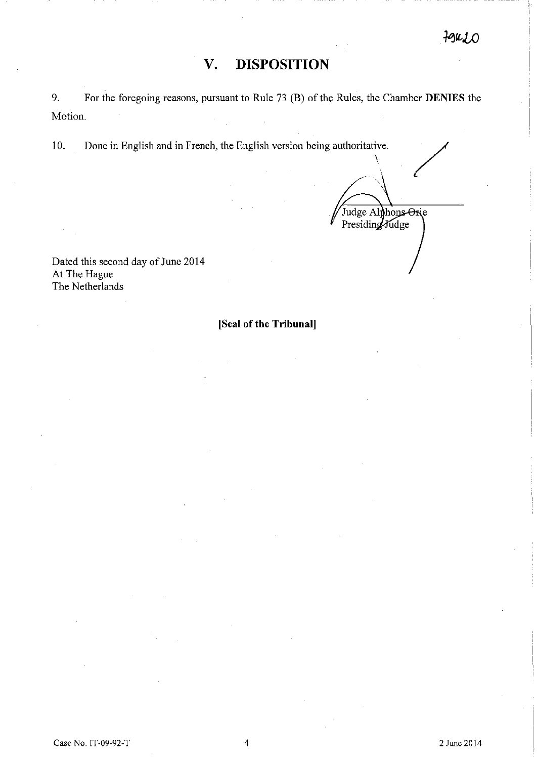79420

# V. DISPOSITION

9. For the foregoing reasons, pursuant to Rule 73 (B) of the Rules, the Chamber **DENIES** the Motion.

10. Done in English and in French, the English version being authoritative.

Judge Alphons Orie
Presiding Judge

Dated this second day of June 2014
At The Hague
The Netherlands

**[Seal of the Tribunal]**